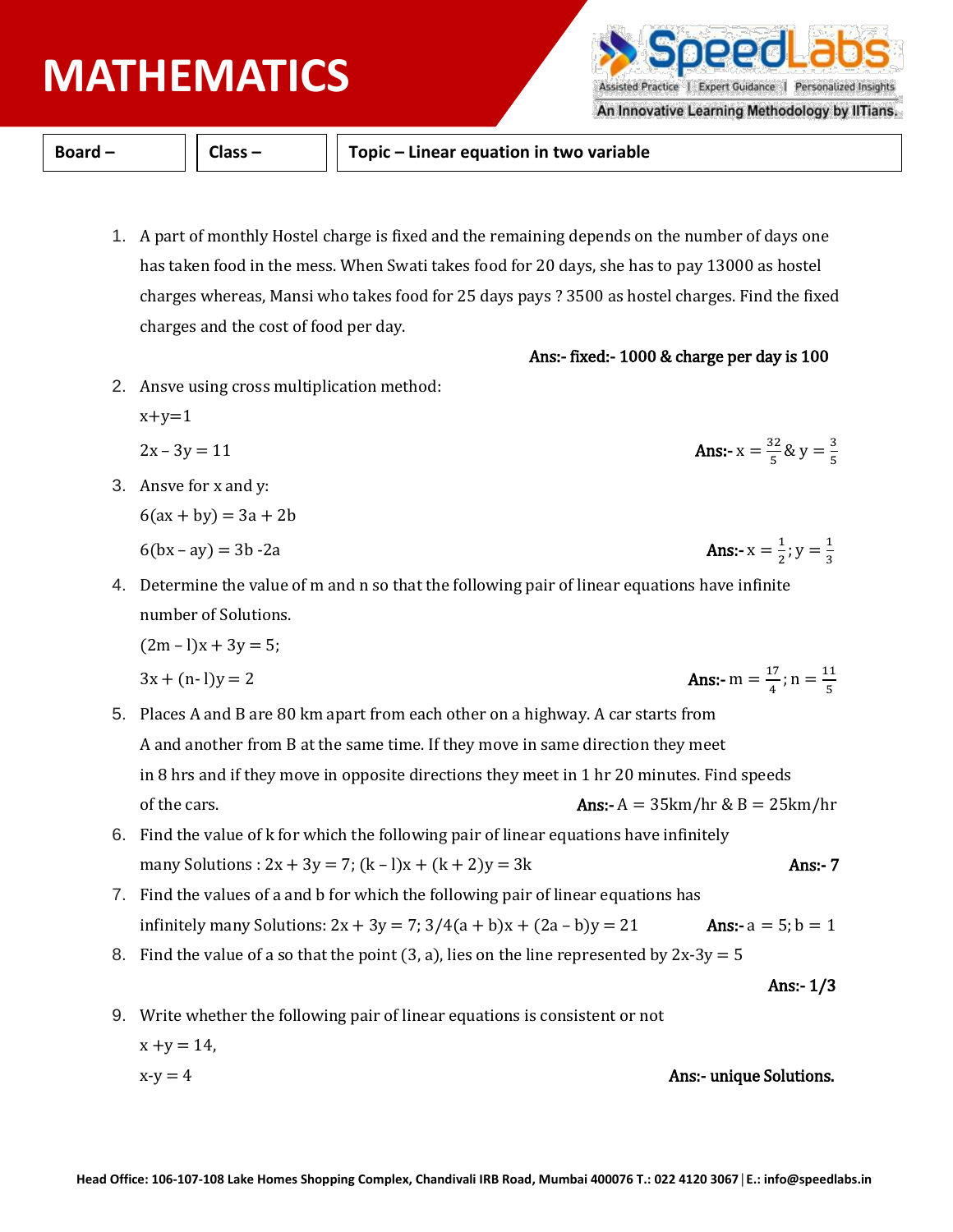# MATHEMATICS

| Board – | Class – | Topic – Linear equation in two variable |
|---|---|---|

1. A part of monthly Hostel charge is fixed and the remaining depends on the number of days one has taken food in the mess. When Swati takes food for 20 days, she has to pay 13000 as hostel charges whereas, Mansi who takes food for 25 days pays ? 3500 as hostel charges. Find the fixed charges and the cost of food per day.

   **Ans:- fixed:- 1000 & charge per day is 100**

2. Ansve using cross multiplication method:

   x+y=1

   $2x - 3y = 11$ **Ans:-** $x = \frac{32}{5}$ & $y = \frac{3}{5}$

3. Ansve for x and y:

   $6(ax + by) = 3a + 2b$

   $6(bx - ay) = 3b - 2a$ **Ans:-** $x = \frac{1}{2}; y = \frac{1}{3}$

4. Determine the value of m and n so that the following pair of linear equations have infinite number of Solutions.

   $(2m - l)x + 3y = 5;$

   $3x + (n - l)y = 2$ **Ans:-** $m = \frac{17}{4}; n = \frac{11}{5}$

5. Places A and B are 80 km apart from each other on a highway. A car starts from A and another from B at the same time. If they move in same direction they meet in 8 hrs and if they move in opposite directions they meet in 1 hr 20 minutes. Find speeds of the cars. **Ans:-** $A = 35km/hr$ & $B = 25km/hr$

6. Find the value of k for which the following pair of linear equations have infinitely many Solutions : $2x + 3y = 7; (k - l)x + (k + 2)y = 3k$ **Ans:- 7**

7. Find the values of a and b for which the following pair of linear equations has infinitely many Solutions: $2x + 3y = 7; 3/4(a + b)x + (2a - b)y = 21$ **Ans:-** $a = 5; b = 1$

8. Find the value of a so that the point (3, a), lies on the line represented by $2x-3y = 5$

   **Ans:- 1/3**

9. Write whether the following pair of linear equations is consistent or not

   $x + y = 14,$

   $x - y = 4$ **Ans:- unique Solutions.**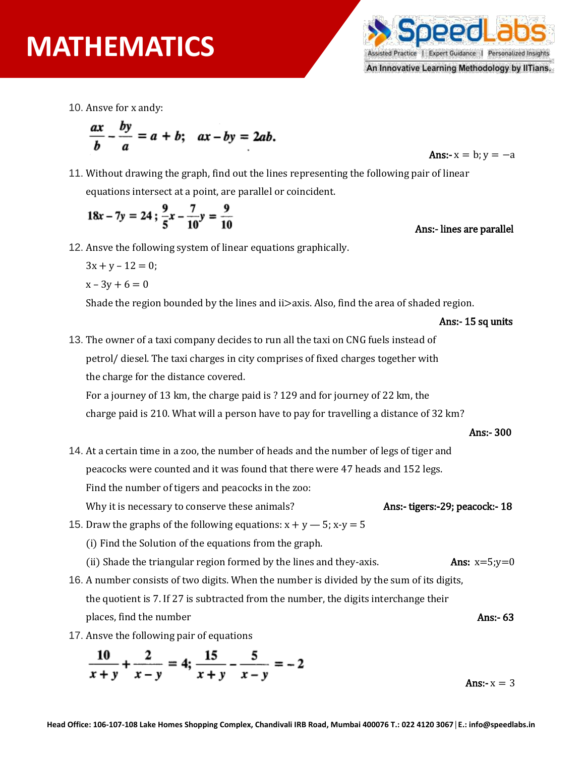10. Ansve for x andy:

$$\frac{ax}{b} - \frac{by}{a} = a + b; \quad ax - by = 2ab.$$

**Ans:-** $x = b; y = -a$

11. Without drawing the graph, find out the lines representing the following pair of linear equations intersect at a point, are parallel or coincident.

$$18x - 7y = 24 \,;\, \frac{9}{5}x - \frac{7}{10}y = \frac{9}{10}$$

**Ans:- lines are parallel**

12. Ansve the following system of linear equations graphically.

$3x + y - 12 = 0;$

$x - 3y + 6 = 0$

Shade the region bounded by the lines and ii>axis. Also, find the area of shaded region.

**Ans:- 15 sq units**

13. The owner of a taxi company decides to run all the taxi on CNG fuels instead of petrol/ diesel. The taxi charges in city comprises of fixed charges together with the charge for the distance covered.

For a journey of 13 km, the charge paid is ? 129 and for journey of 22 km, the charge paid is 210. What will a person have to pay for travelling a distance of 32 km?

**Ans:- 300**

14. At a certain time in a zoo, the number of heads and the number of legs of tiger and peacocks were counted and it was found that there were 47 heads and 152 legs. Find the number of tigers and peacocks in the zoo:

Why it is necessary to conserve these animals? **Ans:- tigers:-29; peacock:- 18**

15. Draw the graphs of the following equations: $x + y — 5; x\text{-}y = 5$

(i) Find the Solution of the equations from the graph.

(ii) Shade the triangular region formed by the lines and they-axis. **Ans:** $x=5;y=0$

16. A number consists of two digits. When the number is divided by the sum of its digits, the quotient is 7. If 27 is subtracted from the number, the digits interchange their places, find the number **Ans:- 63**

17. Ansve the following pair of equations

$$\frac{10}{x+y} + \frac{2}{x-y} = 4; \; \frac{15}{x+y} - \frac{5}{x-y} = -2$$

**Ans:-** $x = 3$